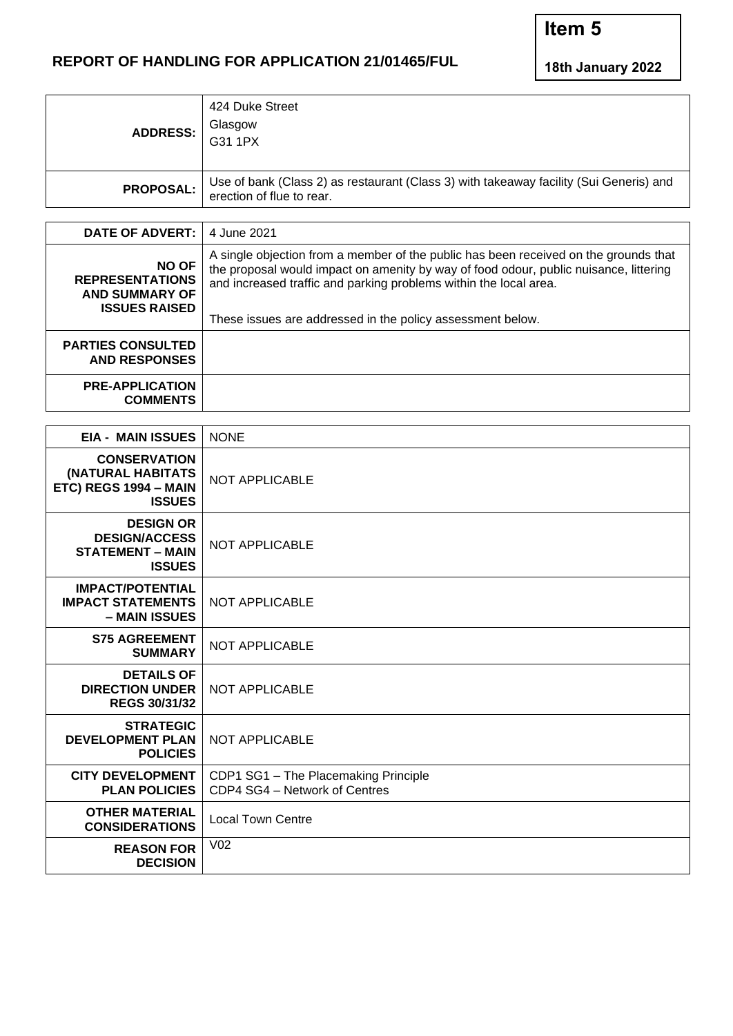**Item 5**

**18th January 2022**

## REPORT OF HANDLING FOR APPLICATION 21/01465/FUL

| | |
|---|---|
| **ADDRESS:** | 424 Duke Street<br>Glasgow<br>G31 1PX |
| **PROPOSAL:** | Use of bank (Class 2) as restaurant (Class 3) with takeaway facility (Sui Generis) and erection of flue to rear. |

| | |
|---|---|
| **DATE OF ADVERT:** | 4 June 2021 |
| **NO OF REPRESENTATIONS AND SUMMARY OF ISSUES RAISED** | A single objection from a member of the public has been received on the grounds that the proposal would impact on amenity by way of food odour, public nuisance, littering and increased traffic and parking problems within the local area.<br><br>These issues are addressed in the policy assessment below. |
| **PARTIES CONSULTED AND RESPONSES** | |
| **PRE-APPLICATION COMMENTS** | |

| | |
|---|---|
| **EIA - MAIN ISSUES** | NONE |
| **CONSERVATION (NATURAL HABITATS ETC) REGS 1994 – MAIN ISSUES** | NOT APPLICABLE |
| **DESIGN OR DESIGN/ACCESS STATEMENT – MAIN ISSUES** | NOT APPLICABLE |
| **IMPACT/POTENTIAL IMPACT STATEMENTS – MAIN ISSUES** | NOT APPLICABLE |
| **S75 AGREEMENT SUMMARY** | NOT APPLICABLE |
| **DETAILS OF DIRECTION UNDER REGS 30/31/32** | NOT APPLICABLE |
| **STRATEGIC DEVELOPMENT PLAN POLICIES** | NOT APPLICABLE |
| **CITY DEVELOPMENT PLAN POLICIES** | CDP1 SG1 – The Placemaking Principle<br>CDP4 SG4 – Network of Centres |
| **OTHER MATERIAL CONSIDERATIONS** | Local Town Centre |
| **REASON FOR DECISION** | V02 |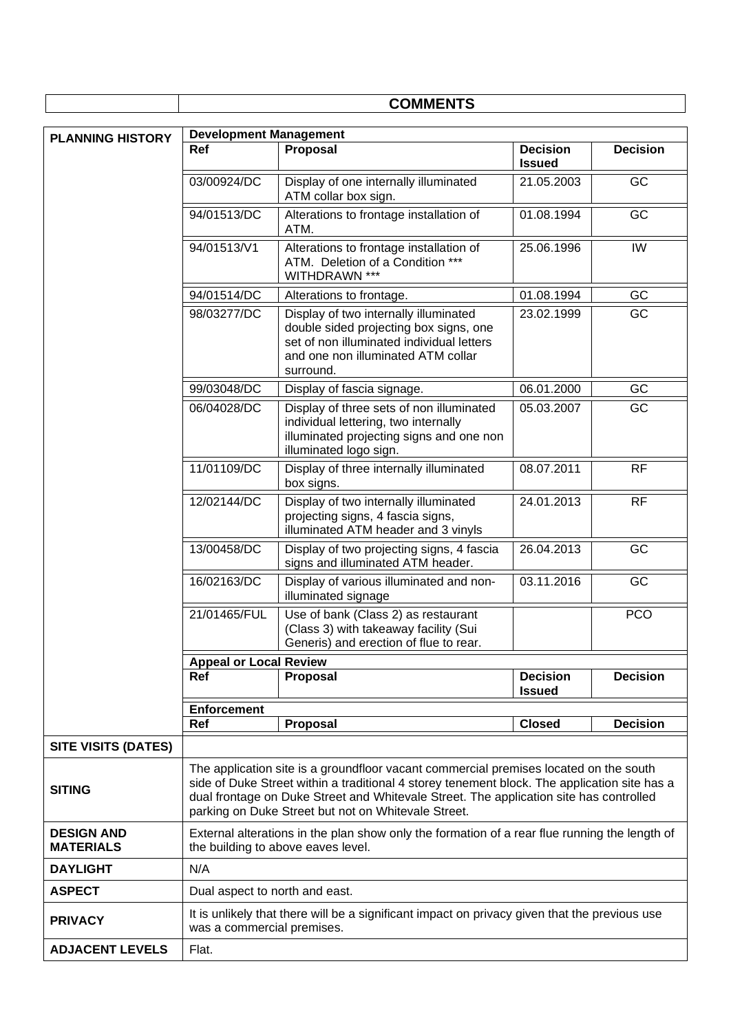| | COMMENTS |
|---|---|

**PLANNING HISTORY**

**Development Management**

| Ref | Proposal | Decision Issued | Decision |
|---|---|---|---|
| 03/00924/DC | Display of one internally illuminated ATM collar box sign. | 21.05.2003 | GC |
| 94/01513/DC | Alterations to frontage installation of ATM. | 01.08.1994 | GC |
| 94/01513/V1 | Alterations to frontage installation of ATM. Deletion of a Condition *** WITHDRAWN *** | 25.06.1996 | IW |
| 94/01514/DC | Alterations to frontage. | 01.08.1994 | GC |
| 98/03277/DC | Display of two internally illuminated double sided projecting box signs, one set of non illuminated individual letters and one non illuminated ATM collar surround. | 23.02.1999 | GC |
| 99/03048/DC | Display of fascia signage. | 06.01.2000 | GC |
| 06/04028/DC | Display of three sets of non illuminated individual lettering, two internally illuminated projecting signs and one non illuminated logo sign. | 05.03.2007 | GC |
| 11/01109/DC | Display of three internally illuminated box signs. | 08.07.2011 | RF |
| 12/02144/DC | Display of two internally illuminated projecting signs, 4 fascia signs, illuminated ATM header and 3 vinyls | 24.01.2013 | RF |
| 13/00458/DC | Display of two projecting signs, 4 fascia signs and illuminated ATM header. | 26.04.2013 | GC |
| 16/02163/DC | Display of various illuminated and non-illuminated signage | 03.11.2016 | GC |
| 21/01465/FUL | Use of bank (Class 2) as restaurant (Class 3) with takeaway facility (Sui Generis) and erection of flue to rear. | | PCO |

**Appeal or Local Review**

| Ref | Proposal | Decision Issued | Decision |
|---|---|---|---|

**Enforcement**

| Ref | Proposal | Closed | Decision |
|---|---|---|---|

| | |
|---|---|
| **SITE VISITS (DATES)** | |
| **SITING** | The application site is a groundfloor vacant commercial premises located on the south side of Duke Street within a traditional 4 storey tenement block. The application site has a dual frontage on Duke Street and Whitevale Street. The application site has controlled parking on Duke Street but not on Whitevale Street. |
| **DESIGN AND MATERIALS** | External alterations in the plan show only the formation of a rear flue running the length of the building to above eaves level. |
| **DAYLIGHT** | N/A |
| **ASPECT** | Dual aspect to north and east. |
| **PRIVACY** | It is unlikely that there will be a significant impact on privacy given that the previous use was a commercial premises. |
| **ADJACENT LEVELS** | Flat. |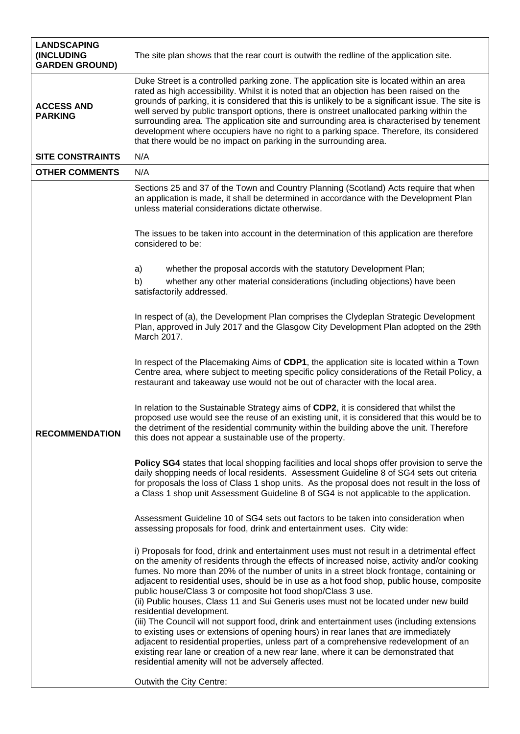| | |
|---|---|
| **LANDSCAPING (INCLUDING GARDEN GROUND)** | The site plan shows that the rear court is outwith the redline of the application site. |
| **ACCESS AND PARKING** | Duke Street is a controlled parking zone. The application site is located within an area rated as high accessibility. Whilst it is noted that an objection has been raised on the grounds of parking, it is considered that this is unlikely to be a significant issue. The site is well served by public transport options, there is onstreet unallocated parking within the surrounding area. The application site and surrounding area is characterised by tenement development where occupiers have no right to a parking space. Therefore, its considered that there would be no impact on parking in the surrounding area. |
| **SITE CONSTRAINTS** | N/A |
| **OTHER COMMENTS** | N/A |
| **RECOMMENDATION** | Sections 25 and 37 of the Town and Country Planning (Scotland) Acts require that when an application is made, it shall be determined in accordance with the Development Plan unless material considerations dictate otherwise.<br><br>The issues to be taken into account in the determination of this application are therefore considered to be:<br><br>a) whether the proposal accords with the statutory Development Plan;<br>b) whether any other material considerations (including objections) have been satisfactorily addressed.<br><br>In respect of (a), the Development Plan comprises the Clydeplan Strategic Development Plan, approved in July 2017 and the Glasgow City Development Plan adopted on the 29th March 2017.<br><br>In respect of the Placemaking Aims of **CDP1**, the application site is located within a Town Centre area, where subject to meeting specific policy considerations of the Retail Policy, a restaurant and takeaway use would not be out of character with the local area.<br><br>In relation to the Sustainable Strategy aims of **CDP2**, it is considered that whilst the proposed use would see the reuse of an existing unit, it is considered that this would be to the detriment of the residential community within the building above the unit. Therefore this does not appear a sustainable use of the property.<br><br>**Policy SG4** states that local shopping facilities and local shops offer provision to serve the daily shopping needs of local residents. Assessment Guideline 8 of SG4 sets out criteria for proposals the loss of Class 1 shop units. As the proposal does not result in the loss of a Class 1 shop unit Assessment Guideline 8 of SG4 is not applicable to the application.<br><br>Assessment Guideline 10 of SG4 sets out factors to be taken into consideration when assessing proposals for food, drink and entertainment uses. City wide:<br><br>i) Proposals for food, drink and entertainment uses must not result in a detrimental effect on the amenity of residents through the effects of increased noise, activity and/or cooking fumes. No more than 20% of the number of units in a street block frontage, containing or adjacent to residential uses, should be in use as a hot food shop, public house, composite public house/Class 3 or composite hot food shop/Class 3 use.<br>(ii) Public houses, Class 11 and Sui Generis uses must not be located under new build residential development.<br>(iii) The Council will not support food, drink and entertainment uses (including extensions to existing uses or extensions of opening hours) in rear lanes that are immediately adjacent to residential properties, unless part of a comprehensive redevelopment of an existing rear lane or creation of a new rear lane, where it can be demonstrated that residential amenity will not be adversely affected.<br><br>Outwith the City Centre: |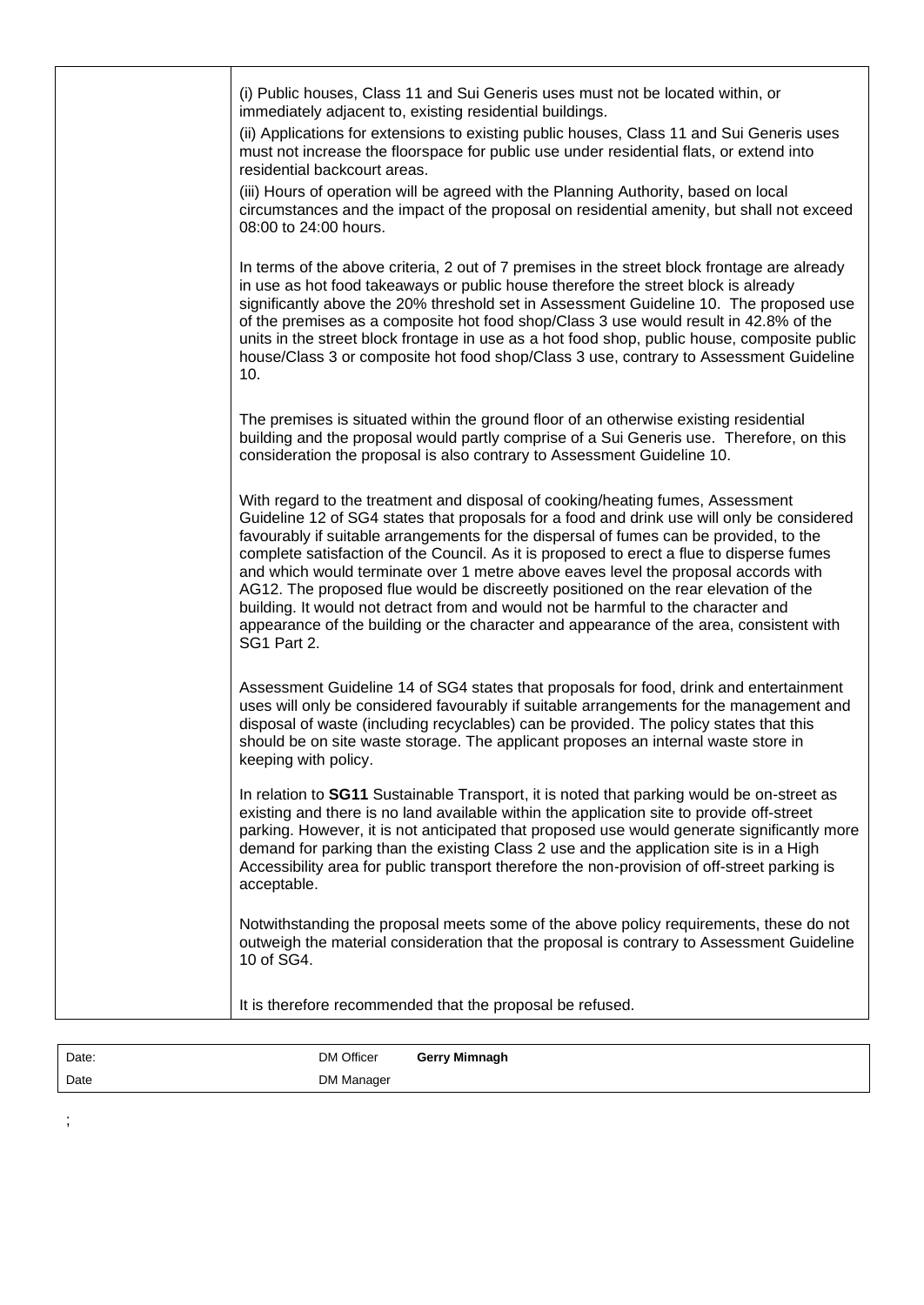(i) Public houses, Class 11 and Sui Generis uses must not be located within, or immediately adjacent to, existing residential buildings.

(ii) Applications for extensions to existing public houses, Class 11 and Sui Generis uses must not increase the floorspace for public use under residential flats, or extend into residential backcourt areas.

(iii) Hours of operation will be agreed with the Planning Authority, based on local circumstances and the impact of the proposal on residential amenity, but shall not exceed 08:00 to 24:00 hours.

In terms of the above criteria, 2 out of 7 premises in the street block frontage are already in use as hot food takeaways or public house therefore the street block is already significantly above the 20% threshold set in Assessment Guideline 10. The proposed use of the premises as a composite hot food shop/Class 3 use would result in 42.8% of the units in the street block frontage in use as a hot food shop, public house, composite public house/Class 3 or composite hot food shop/Class 3 use, contrary to Assessment Guideline 10.

The premises is situated within the ground floor of an otherwise existing residential building and the proposal would partly comprise of a Sui Generis use. Therefore, on this consideration the proposal is also contrary to Assessment Guideline 10.

With regard to the treatment and disposal of cooking/heating fumes, Assessment Guideline 12 of SG4 states that proposals for a food and drink use will only be considered favourably if suitable arrangements for the dispersal of fumes can be provided, to the complete satisfaction of the Council. As it is proposed to erect a flue to disperse fumes and which would terminate over 1 metre above eaves level the proposal accords with AG12. The proposed flue would be discreetly positioned on the rear elevation of the building. It would not detract from and would not be harmful to the character and appearance of the building or the character and appearance of the area, consistent with SG1 Part 2.

Assessment Guideline 14 of SG4 states that proposals for food, drink and entertainment uses will only be considered favourably if suitable arrangements for the management and disposal of waste (including recyclables) can be provided. The policy states that this should be on site waste storage. The applicant proposes an internal waste store in keeping with policy.

In relation to **SG11** Sustainable Transport, it is noted that parking would be on-street as existing and there is no land available within the application site to provide off-street parking. However, it is not anticipated that proposed use would generate significantly more demand for parking than the existing Class 2 use and the application site is in a High Accessibility area for public transport therefore the non-provision of off-street parking is acceptable.

Notwithstanding the proposal meets some of the above policy requirements, these do not outweigh the material consideration that the proposal is contrary to Assessment Guideline 10 of SG4.

It is therefore recommended that the proposal be refused.

| Date: | DM Officer | **Gerry Mimnagh** |
|---|---|---|
| Date | DM Manager | |

;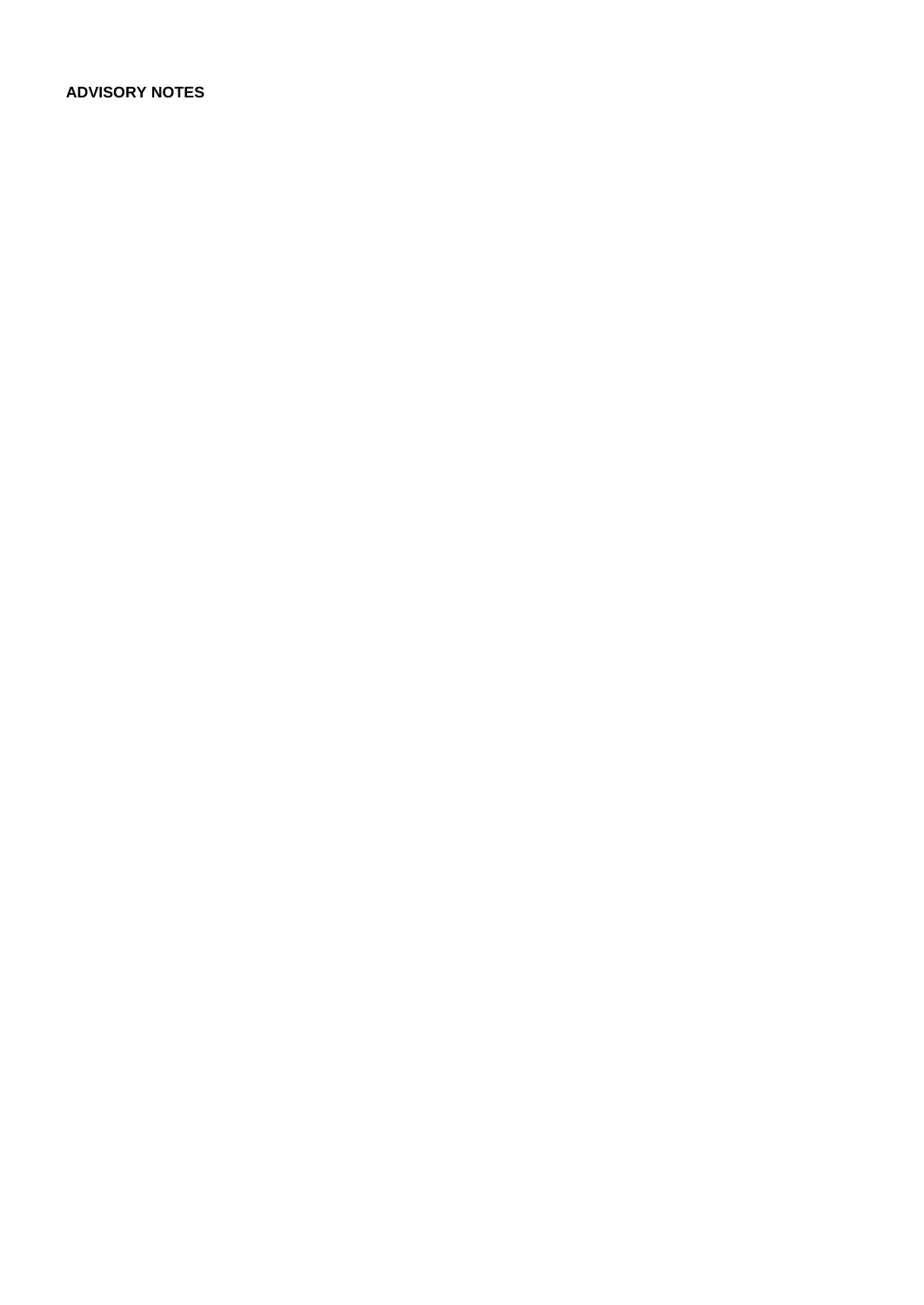**ADVISORY NOTES**